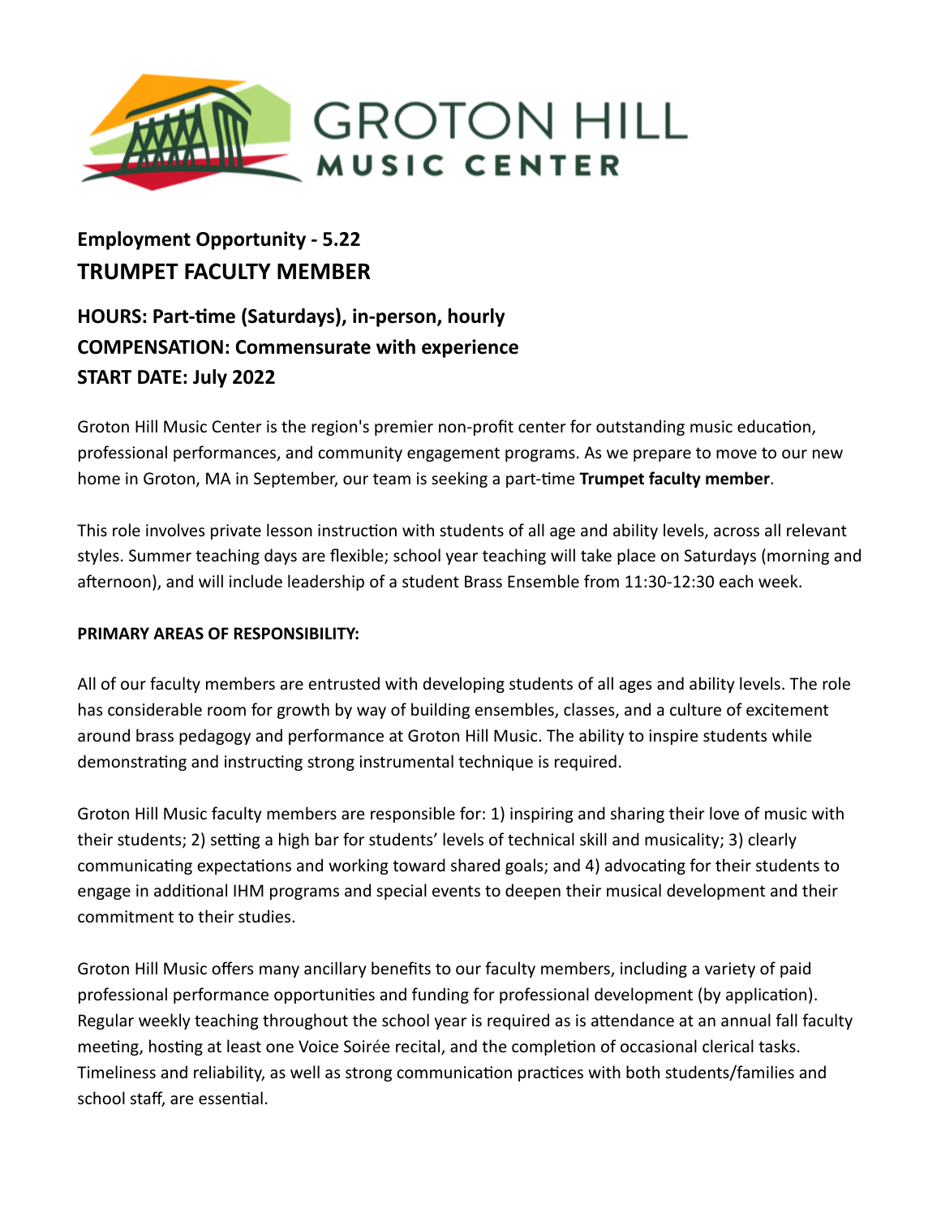GROTON HILL
MUSIC CENTER

**Employment Opportunity - 5.22**
## TRUMPET FACULTY MEMBER

### HOURS: Part-time (Saturdays), in-person, hourly
### COMPENSATION: Commensurate with experience
### START DATE: July 2022

Groton Hill Music Center is the region's premier non-profit center for outstanding music education, professional performances, and community engagement programs. As we prepare to move to our new home in Groton, MA in September, our team is seeking a part-time **Trumpet faculty member**.

This role involves private lesson instruction with students of all age and ability levels, across all relevant styles. Summer teaching days are flexible; school year teaching will take place on Saturdays (morning and afternoon), and will include leadership of a student Brass Ensemble from 11:30-12:30 each week.

**PRIMARY AREAS OF RESPONSIBILITY:**

All of our faculty members are entrusted with developing students of all ages and ability levels. The role has considerable room for growth by way of building ensembles, classes, and a culture of excitement around brass pedagogy and performance at Groton Hill Music. The ability to inspire students while demonstrating and instructing strong instrumental technique is required.

Groton Hill Music faculty members are responsible for: 1) inspiring and sharing their love of music with their students; 2) setting a high bar for students' levels of technical skill and musicality; 3) clearly communicating expectations and working toward shared goals; and 4) advocating for their students to engage in additional IHM programs and special events to deepen their musical development and their commitment to their studies.

Groton Hill Music offers many ancillary benefits to our faculty members, including a variety of paid professional performance opportunities and funding for professional development (by application). Regular weekly teaching throughout the school year is required as is attendance at an annual fall faculty meeting, hosting at least one Voice Soirée recital, and the completion of occasional clerical tasks. Timeliness and reliability, as well as strong communication practices with both students/families and school staff, are essential.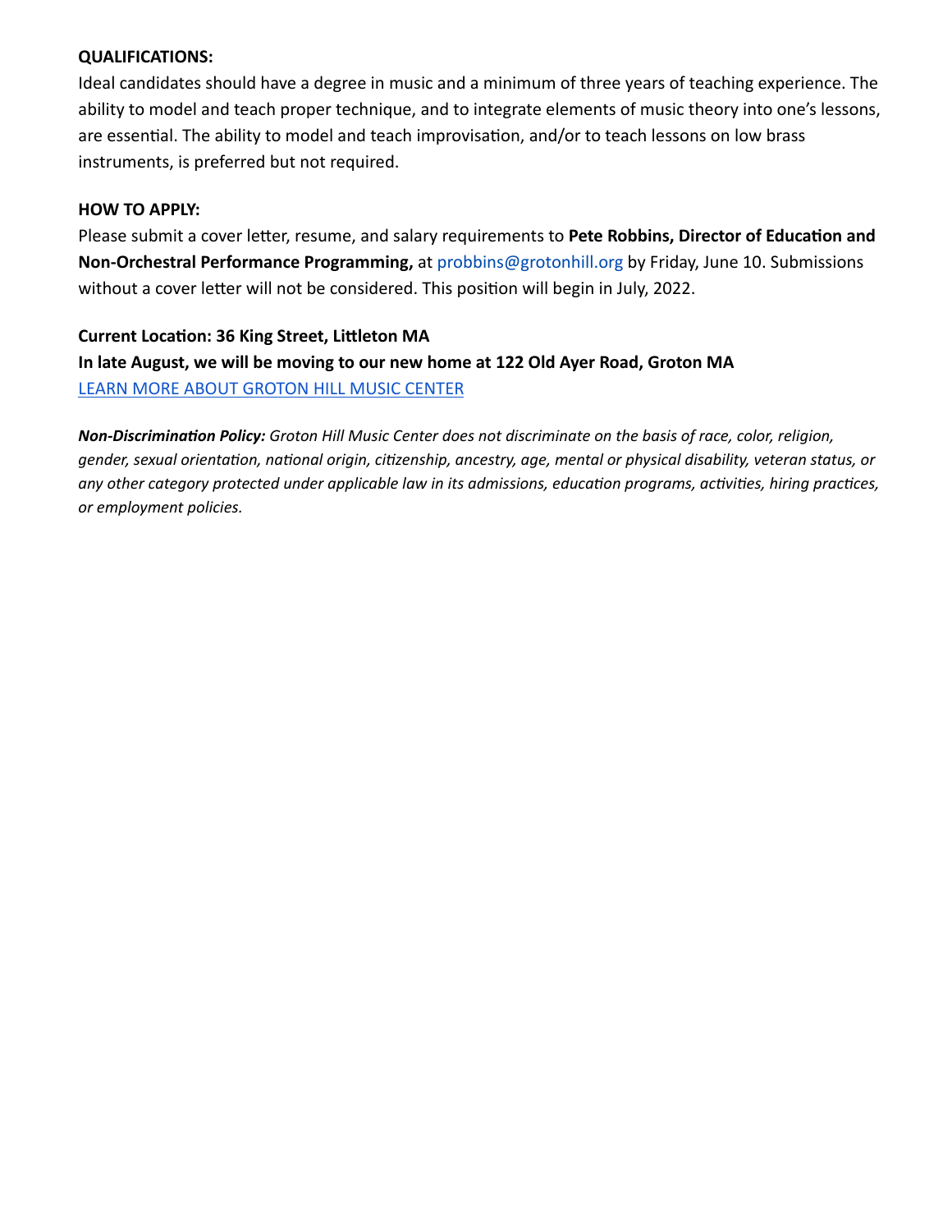**QUALIFICATIONS:**

Ideal candidates should have a degree in music and a minimum of three years of teaching experience. The ability to model and teach proper technique, and to integrate elements of music theory into one's lessons, are essential. The ability to model and teach improvisation, and/or to teach lessons on low brass instruments, is preferred but not required.

**HOW TO APPLY:**

Please submit a cover letter, resume, and salary requirements to **Pete Robbins, Director of Education and Non-Orchestral Performance Programming,** at probbins@grotonhill.org by Friday, June 10. Submissions without a cover letter will not be considered. This position will begin in July, 2022.

**Current Location: 36 King Street, Littleton MA**
**In late August, we will be moving to our new home at 122 Old Ayer Road, Groton MA**
LEARN MORE ABOUT GROTON HILL MUSIC CENTER

***Non-Discrimination Policy:*** *Groton Hill Music Center does not discriminate on the basis of race, color, religion, gender, sexual orientation, national origin, citizenship, ancestry, age, mental or physical disability, veteran status, or any other category protected under applicable law in its admissions, education programs, activities, hiring practices, or employment policies.*